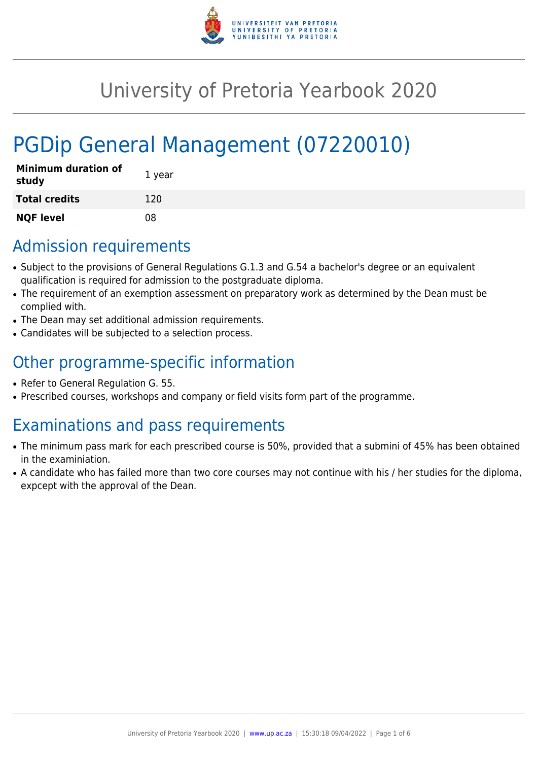# University of Pretoria Yearbook 2020

## PGDip General Management (07220010)

| **Minimum duration of study** | 1 year |
| --- | --- |
| **Total credits** | 120 |
| **NQF level** | 08 |

## Admission requirements

- Subject to the provisions of General Regulations G.1.3 and G.54 a bachelor's degree or an equivalent qualification is required for admission to the postgraduate diploma.
- The requirement of an exemption assessment on preparatory work as determined by the Dean must be complied with.
- The Dean may set additional admission requirements.
- Candidates will be subjected to a selection process.

## Other programme-specific information

- Refer to General Regulation G. 55.
- Prescribed courses, workshops and company or field visits form part of the programme.

## Examinations and pass requirements

- The minimum pass mark for each prescribed course is 50%, provided that a submini of 45% has been obtained in the examiniation.
- A candidate who has failed more than two core courses may not continue with his / her studies for the diploma, expcept with the approval of the Dean.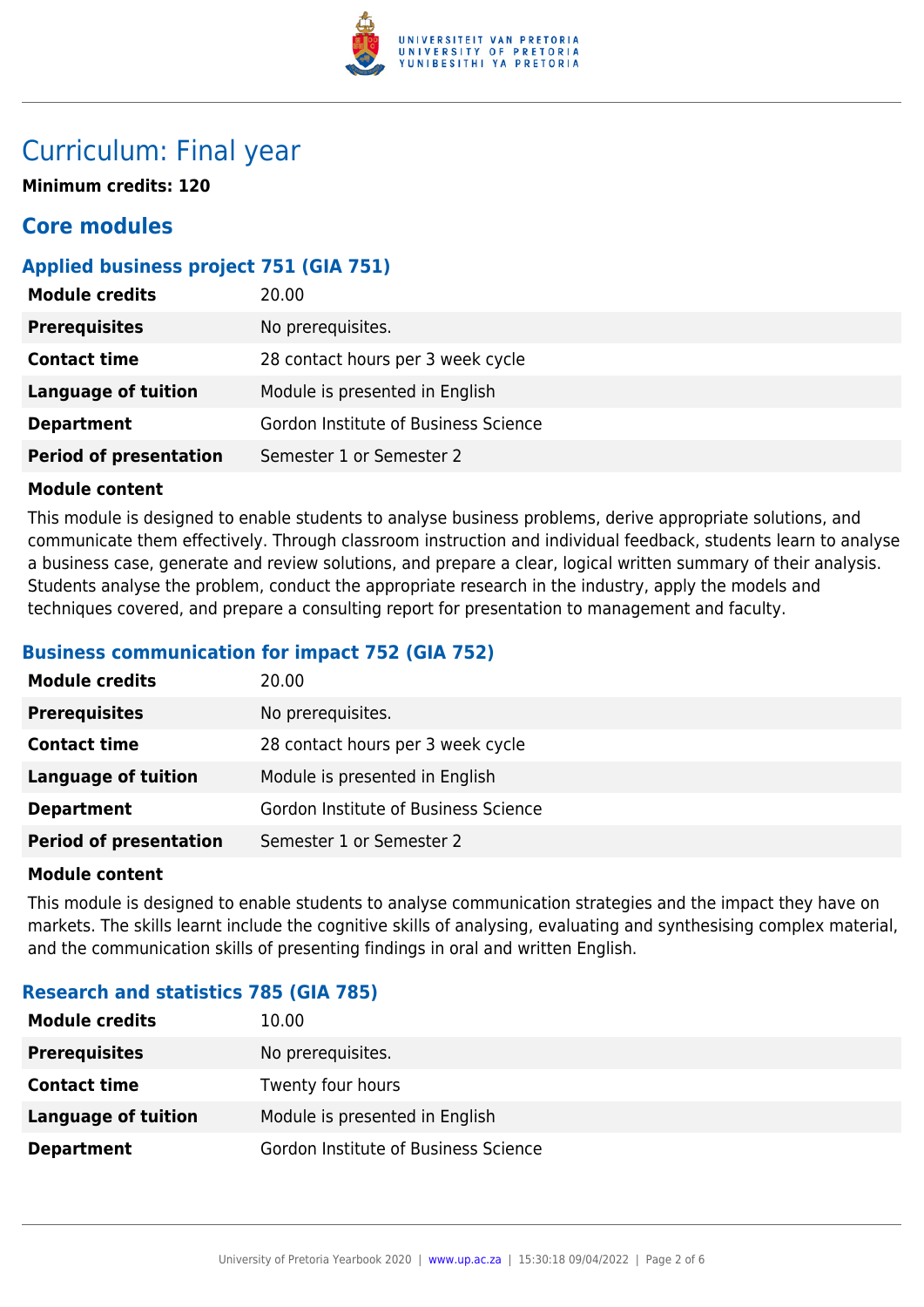# Curriculum: Final year

**Minimum credits: 120**

## Core modules

### Applied business project 751 (GIA 751)

| | |
|---|---|
| **Module credits** | 20.00 |
| **Prerequisites** | No prerequisites. |
| **Contact time** | 28 contact hours per 3 week cycle |
| **Language of tuition** | Module is presented in English |
| **Department** | Gordon Institute of Business Science |
| **Period of presentation** | Semester 1 or Semester 2 |

**Module content**

This module is designed to enable students to analyse business problems, derive appropriate solutions, and communicate them effectively. Through classroom instruction and individual feedback, students learn to analyse a business case, generate and review solutions, and prepare a clear, logical written summary of their analysis. Students analyse the problem, conduct the appropriate research in the industry, apply the models and techniques covered, and prepare a consulting report for presentation to management and faculty.

### Business communication for impact 752 (GIA 752)

| | |
|---|---|
| **Module credits** | 20.00 |
| **Prerequisites** | No prerequisites. |
| **Contact time** | 28 contact hours per 3 week cycle |
| **Language of tuition** | Module is presented in English |
| **Department** | Gordon Institute of Business Science |
| **Period of presentation** | Semester 1 or Semester 2 |

**Module content**

This module is designed to enable students to analyse communication strategies and the impact they have on markets. The skills learnt include the cognitive skills of analysing, evaluating and synthesising complex material, and the communication skills of presenting findings in oral and written English.

### Research and statistics 785 (GIA 785)

| | |
|---|---|
| **Module credits** | 10.00 |
| **Prerequisites** | No prerequisites. |
| **Contact time** | Twenty four hours |
| **Language of tuition** | Module is presented in English |
| **Department** | Gordon Institute of Business Science |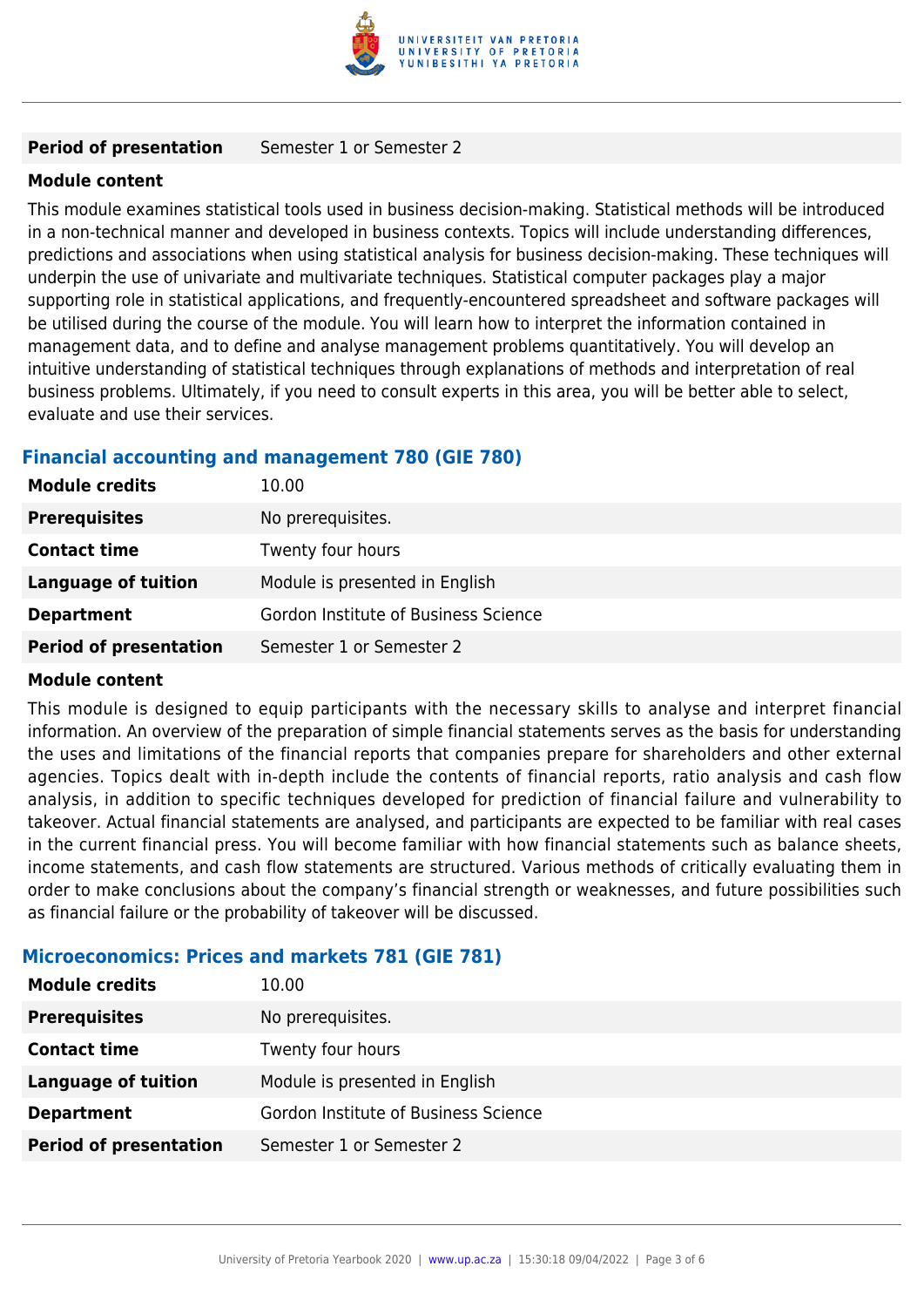| | |
|---|---|
| **Period of presentation** | Semester 1 or Semester 2 |

**Module content**

This module examines statistical tools used in business decision-making. Statistical methods will be introduced in a non-technical manner and developed in business contexts. Topics will include understanding differences, predictions and associations when using statistical analysis for business decision-making. These techniques will underpin the use of univariate and multivariate techniques. Statistical computer packages play a major supporting role in statistical applications, and frequently-encountered spreadsheet and software packages will be utilised during the course of the module. You will learn how to interpret the information contained in management data, and to define and analyse management problems quantitatively. You will develop an intuitive understanding of statistical techniques through explanations of methods and interpretation of real business problems. Ultimately, if you need to consult experts in this area, you will be better able to select, evaluate and use their services.

### Financial accounting and management 780 (GIE 780)

| | |
|---|---|
| **Module credits** | 10.00 |
| **Prerequisites** | No prerequisites. |
| **Contact time** | Twenty four hours |
| **Language of tuition** | Module is presented in English |
| **Department** | Gordon Institute of Business Science |
| **Period of presentation** | Semester 1 or Semester 2 |

**Module content**

This module is designed to equip participants with the necessary skills to analyse and interpret financial information. An overview of the preparation of simple financial statements serves as the basis for understanding the uses and limitations of the financial reports that companies prepare for shareholders and other external agencies. Topics dealt with in-depth include the contents of financial reports, ratio analysis and cash flow analysis, in addition to specific techniques developed for prediction of financial failure and vulnerability to takeover. Actual financial statements are analysed, and participants are expected to be familiar with real cases in the current financial press. You will become familiar with how financial statements such as balance sheets, income statements, and cash flow statements are structured. Various methods of critically evaluating them in order to make conclusions about the company's financial strength or weaknesses, and future possibilities such as financial failure or the probability of takeover will be discussed.

### Microeconomics: Prices and markets 781 (GIE 781)

| | |
|---|---|
| **Module credits** | 10.00 |
| **Prerequisites** | No prerequisites. |
| **Contact time** | Twenty four hours |
| **Language of tuition** | Module is presented in English |
| **Department** | Gordon Institute of Business Science |
| **Period of presentation** | Semester 1 or Semester 2 |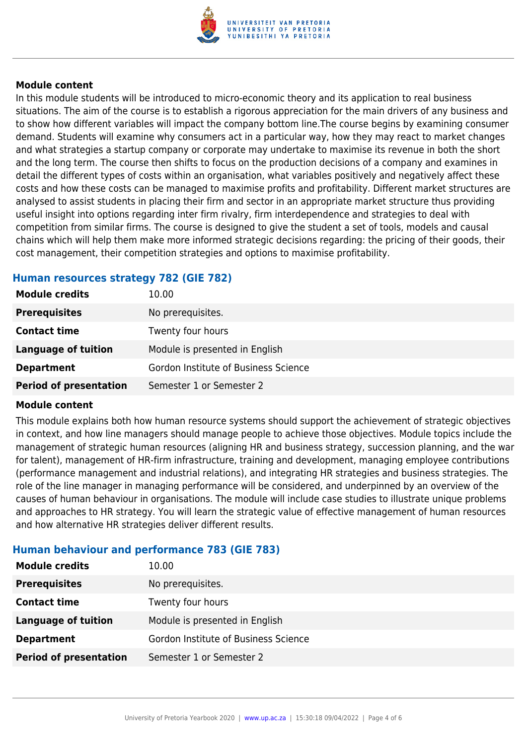**Module content**

In this module students will be introduced to micro-economic theory and its application to real business situations. The aim of the course is to establish a rigorous appreciation for the main drivers of any business and to show how different variables will impact the company bottom line.The course begins by examining consumer demand. Students will examine why consumers act in a particular way, how they may react to market changes and what strategies a startup company or corporate may undertake to maximise its revenue in both the short and the long term. The course then shifts to focus on the production decisions of a company and examines in detail the different types of costs within an organisation, what variables positively and negatively affect these costs and how these costs can be managed to maximise profits and profitability. Different market structures are analysed to assist students in placing their firm and sector in an appropriate market structure thus providing useful insight into options regarding inter firm rivalry, firm interdependence and strategies to deal with competition from similar firms. The course is designed to give the student a set of tools, models and causal chains which will help them make more informed strategic decisions regarding: the pricing of their goods, their cost management, their competition strategies and options to maximise profitability.

### Human resources strategy 782 (GIE 782)

| | |
|---|---|
| **Module credits** | 10.00 |
| **Prerequisites** | No prerequisites. |
| **Contact time** | Twenty four hours |
| **Language of tuition** | Module is presented in English |
| **Department** | Gordon Institute of Business Science |
| **Period of presentation** | Semester 1 or Semester 2 |

**Module content**

This module explains both how human resource systems should support the achievement of strategic objectives in context, and how line managers should manage people to achieve those objectives. Module topics include the management of strategic human resources (aligning HR and business strategy, succession planning, and the war for talent), management of HR-firm infrastructure, training and development, managing employee contributions (performance management and industrial relations), and integrating HR strategies and business strategies. The role of the line manager in managing performance will be considered, and underpinned by an overview of the causes of human behaviour in organisations. The module will include case studies to illustrate unique problems and approaches to HR strategy. You will learn the strategic value of effective management of human resources and how alternative HR strategies deliver different results.

### Human behaviour and performance 783 (GIE 783)

| | |
|---|---|
| **Module credits** | 10.00 |
| **Prerequisites** | No prerequisites. |
| **Contact time** | Twenty four hours |
| **Language of tuition** | Module is presented in English |
| **Department** | Gordon Institute of Business Science |
| **Period of presentation** | Semester 1 or Semester 2 |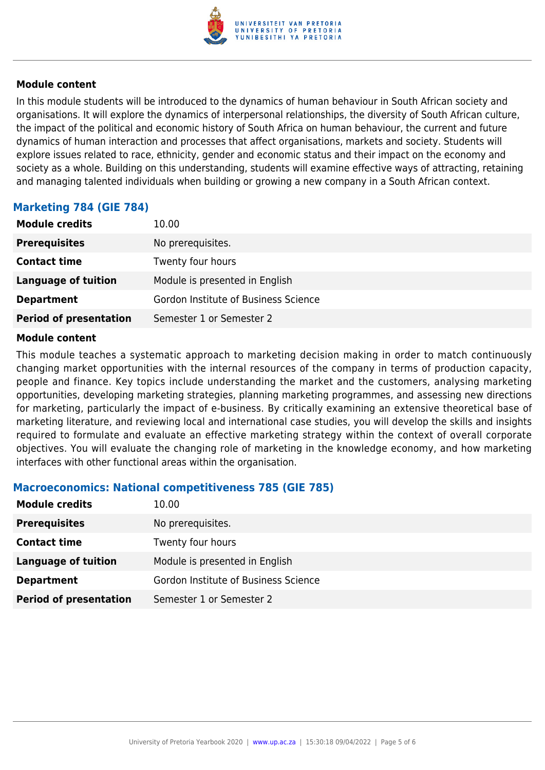#### Module content

In this module students will be introduced to the dynamics of human behaviour in South African society and organisations. It will explore the dynamics of interpersonal relationships, the diversity of South African culture, the impact of the political and economic history of South Africa on human behaviour, the current and future dynamics of human interaction and processes that affect organisations, markets and society. Students will explore issues related to race, ethnicity, gender and economic status and their impact on the economy and society as a whole. Building on this understanding, students will examine effective ways of attracting, retaining and managing talented individuals when building or growing a new company in a South African context.

### Marketing 784 (GIE 784)

| | |
|---|---|
| **Module credits** | 10.00 |
| **Prerequisites** | No prerequisites. |
| **Contact time** | Twenty four hours |
| **Language of tuition** | Module is presented in English |
| **Department** | Gordon Institute of Business Science |
| **Period of presentation** | Semester 1 or Semester 2 |

#### Module content

This module teaches a systematic approach to marketing decision making in order to match continuously changing market opportunities with the internal resources of the company in terms of production capacity, people and finance. Key topics include understanding the market and the customers, analysing marketing opportunities, developing marketing strategies, planning marketing programmes, and assessing new directions for marketing, particularly the impact of e-business. By critically examining an extensive theoretical base of marketing literature, and reviewing local and international case studies, you will develop the skills and insights required to formulate and evaluate an effective marketing strategy within the context of overall corporate objectives. You will evaluate the changing role of marketing in the knowledge economy, and how marketing interfaces with other functional areas within the organisation.

### Macroeconomics: National competitiveness 785 (GIE 785)

| | |
|---|---|
| **Module credits** | 10.00 |
| **Prerequisites** | No prerequisites. |
| **Contact time** | Twenty four hours |
| **Language of tuition** | Module is presented in English |
| **Department** | Gordon Institute of Business Science |
| **Period of presentation** | Semester 1 or Semester 2 |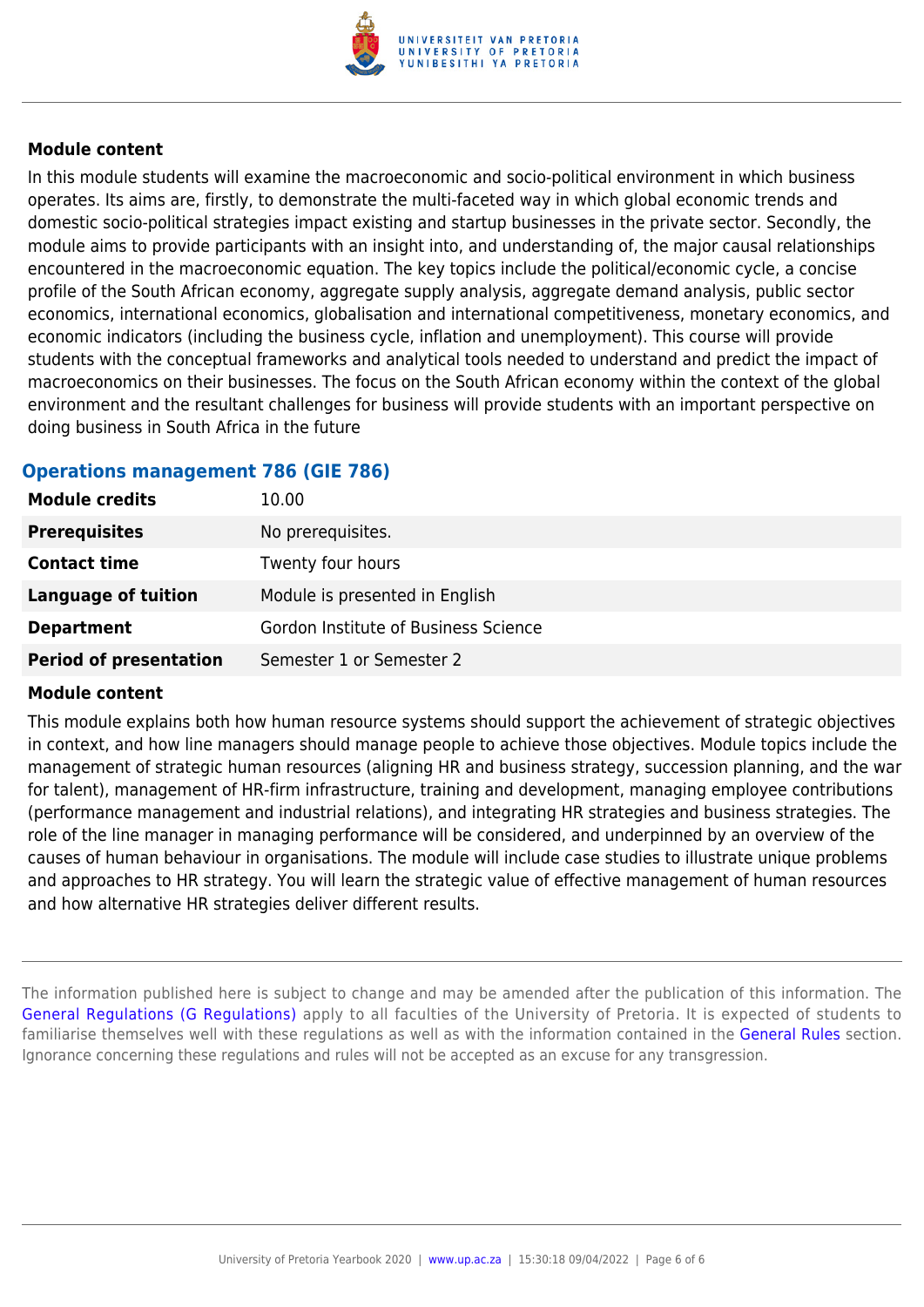#### Module content

In this module students will examine the macroeconomic and socio-political environment in which business operates. Its aims are, firstly, to demonstrate the multi-faceted way in which global economic trends and domestic socio-political strategies impact existing and startup businesses in the private sector. Secondly, the module aims to provide participants with an insight into, and understanding of, the major causal relationships encountered in the macroeconomic equation. The key topics include the political/economic cycle, a concise profile of the South African economy, aggregate supply analysis, aggregate demand analysis, public sector economics, international economics, globalisation and international competitiveness, monetary economics, and economic indicators (including the business cycle, inflation and unemployment). This course will provide students with the conceptual frameworks and analytical tools needed to understand and predict the impact of macroeconomics on their businesses. The focus on the South African economy within the context of the global environment and the resultant challenges for business will provide students with an important perspective on doing business in South Africa in the future

### Operations management 786 (GIE 786)

| | |
|---|---|
| **Module credits** | 10.00 |
| **Prerequisites** | No prerequisites. |
| **Contact time** | Twenty four hours |
| **Language of tuition** | Module is presented in English |
| **Department** | Gordon Institute of Business Science |
| **Period of presentation** | Semester 1 or Semester 2 |

#### Module content

This module explains both how human resource systems should support the achievement of strategic objectives in context, and how line managers should manage people to achieve those objectives. Module topics include the management of strategic human resources (aligning HR and business strategy, succession planning, and the war for talent), management of HR-firm infrastructure, training and development, managing employee contributions (performance management and industrial relations), and integrating HR strategies and business strategies. The role of the line manager in managing performance will be considered, and underpinned by an overview of the causes of human behaviour in organisations. The module will include case studies to illustrate unique problems and approaches to HR strategy. You will learn the strategic value of effective management of human resources and how alternative HR strategies deliver different results.

The information published here is subject to change and may be amended after the publication of this information. The General Regulations (G Regulations) apply to all faculties of the University of Pretoria. It is expected of students to familiarise themselves well with these regulations as well as with the information contained in the General Rules section. Ignorance concerning these regulations and rules will not be accepted as an excuse for any transgression.